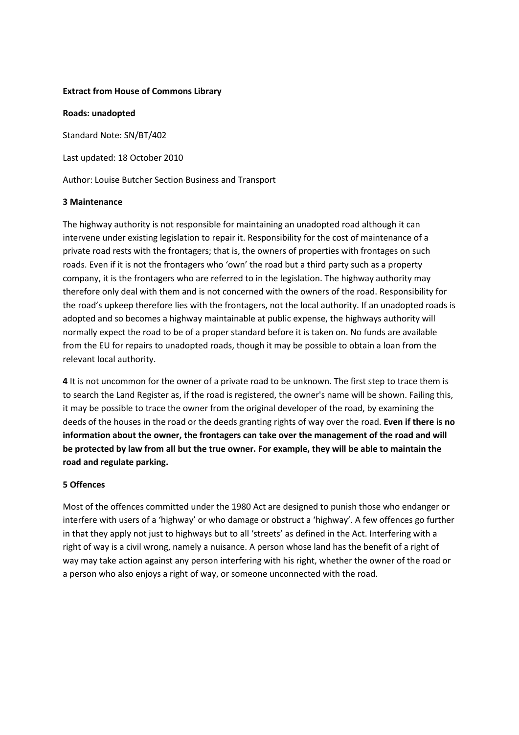**Extract from House of Commons Library**

**Roads: unadopted**

Standard Note: SN/BT/402

Last updated: 18 October 2010

Author: Louise Butcher Section Business and Transport

**3 Maintenance**

The highway authority is not responsible for maintaining an unadopted road although it can intervene under existing legislation to repair it. Responsibility for the cost of maintenance of a private road rests with the frontagers; that is, the owners of properties with frontages on such roads. Even if it is not the frontagers who 'own' the road but a third party such as a property company, it is the frontagers who are referred to in the legislation. The highway authority may therefore only deal with them and is not concerned with the owners of the road. Responsibility for the road's upkeep therefore lies with the frontagers, not the local authority. If an unadopted roads is adopted and so becomes a highway maintainable at public expense, the highways authority will normally expect the road to be of a proper standard before it is taken on. No funds are available from the EU for repairs to unadopted roads, though it may be possible to obtain a loan from the relevant local authority.

**4** It is not uncommon for the owner of a private road to be unknown. The first step to trace them is to search the Land Register as, if the road is registered, the owner's name will be shown. Failing this, it may be possible to trace the owner from the original developer of the road, by examining the deeds of the houses in the road or the deeds granting rights of way over the road. **Even if there is no information about the owner, the frontagers can take over the management of the road and will be protected by law from all but the true owner. For example, they will be able to maintain the road and regulate parking.**

**5 Offences**

Most of the offences committed under the 1980 Act are designed to punish those who endanger or interfere with users of a 'highway' or who damage or obstruct a 'highway'. A few offences go further in that they apply not just to highways but to all 'streets' as defined in the Act. Interfering with a right of way is a civil wrong, namely a nuisance. A person whose land has the benefit of a right of way may take action against any person interfering with his right, whether the owner of the road or a person who also enjoys a right of way, or someone unconnected with the road.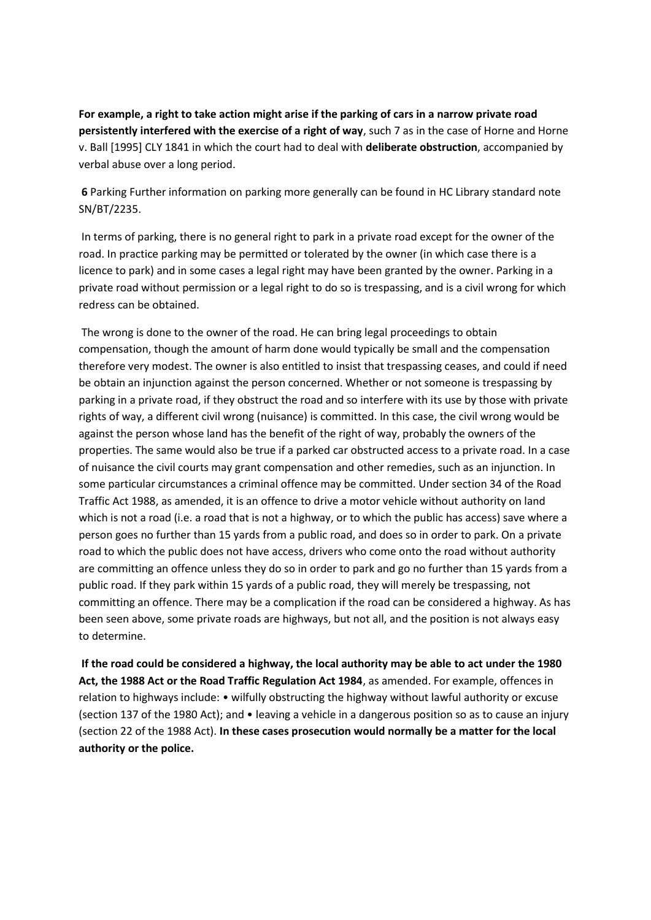**For example, a right to take action might arise if the parking of cars in a narrow private road persistently interfered with the exercise of a right of way**, such 7 as in the case of Horne and Horne v. Ball [1995] CLY 1841 in which the court had to deal with **deliberate obstruction**, accompanied by verbal abuse over a long period.

**6** Parking Further information on parking more generally can be found in HC Library standard note SN/BT/2235.

In terms of parking, there is no general right to park in a private road except for the owner of the road. In practice parking may be permitted or tolerated by the owner (in which case there is a licence to park) and in some cases a legal right may have been granted by the owner. Parking in a private road without permission or a legal right to do so is trespassing, and is a civil wrong for which redress can be obtained.

The wrong is done to the owner of the road. He can bring legal proceedings to obtain compensation, though the amount of harm done would typically be small and the compensation therefore very modest. The owner is also entitled to insist that trespassing ceases, and could if need be obtain an injunction against the person concerned. Whether or not someone is trespassing by parking in a private road, if they obstruct the road and so interfere with its use by those with private rights of way, a different civil wrong (nuisance) is committed. In this case, the civil wrong would be against the person whose land has the benefit of the right of way, probably the owners of the properties. The same would also be true if a parked car obstructed access to a private road. In a case of nuisance the civil courts may grant compensation and other remedies, such as an injunction. In some particular circumstances a criminal offence may be committed. Under section 34 of the Road Traffic Act 1988, as amended, it is an offence to drive a motor vehicle without authority on land which is not a road (i.e. a road that is not a highway, or to which the public has access) save where a person goes no further than 15 yards from a public road, and does so in order to park. On a private road to which the public does not have access, drivers who come onto the road without authority are committing an offence unless they do so in order to park and go no further than 15 yards from a public road. If they park within 15 yards of a public road, they will merely be trespassing, not committing an offence. There may be a complication if the road can be considered a highway. As has been seen above, some private roads are highways, but not all, and the position is not always easy to determine.

**If the road could be considered a highway, the local authority may be able to act under the 1980 Act, the 1988 Act or the Road Traffic Regulation Act 1984**, as amended. For example, offences in relation to highways include: • wilfully obstructing the highway without lawful authority or excuse (section 137 of the 1980 Act); and • leaving a vehicle in a dangerous position so as to cause an injury (section 22 of the 1988 Act). **In these cases prosecution would normally be a matter for the local authority or the police.**